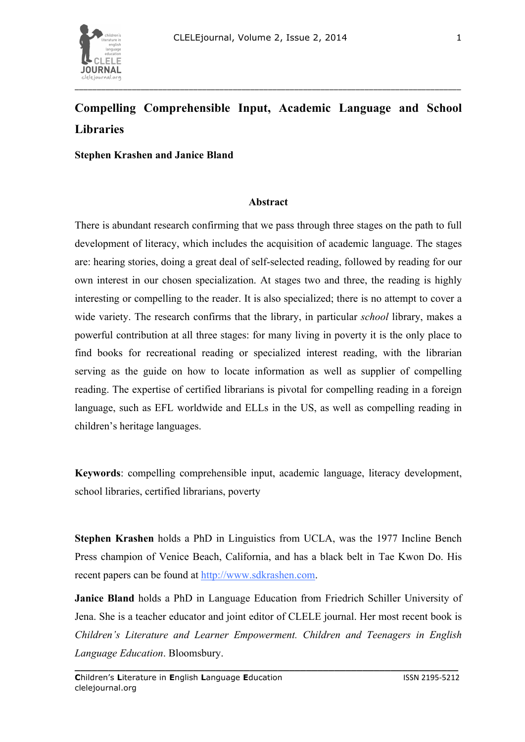# Compelling Comprehensible Input, Academic Language and School Libraries

**Stephen Krashen and Janice Bland**

## Abstract

There is abundant research confirming that we pass through three stages on the path to full development of literacy, which includes the acquisition of academic language. The stages are: hearing stories, doing a great deal of self-selected reading, followed by reading for our own interest in our chosen specialization. At stages two and three, the reading is highly interesting or compelling to the reader. It is also specialized; there is no attempt to cover a wide variety. The research confirms that the library, in particular *school* library, makes a powerful contribution at all three stages: for many living in poverty it is the only place to find books for recreational reading or specialized interest reading, with the librarian serving as the guide on how to locate information as well as supplier of compelling reading. The expertise of certified librarians is pivotal for compelling reading in a foreign language, such as EFL worldwide and ELLs in the US, as well as compelling reading in children's heritage languages.

**Keywords**: compelling comprehensible input, academic language, literacy development, school libraries, certified librarians, poverty

**Stephen Krashen** holds a PhD in Linguistics from UCLA, was the 1977 Incline Bench Press champion of Venice Beach, California, and has a black belt in Tae Kwon Do. His recent papers can be found at http://www.sdkrashen.com.

**Janice Bland** holds a PhD in Language Education from Friedrich Schiller University of Jena. She is a teacher educator and joint editor of CLELE journal. Her most recent book is *Children's Literature and Learner Empowerment. Children and Teenagers in English Language Education*. Bloomsbury.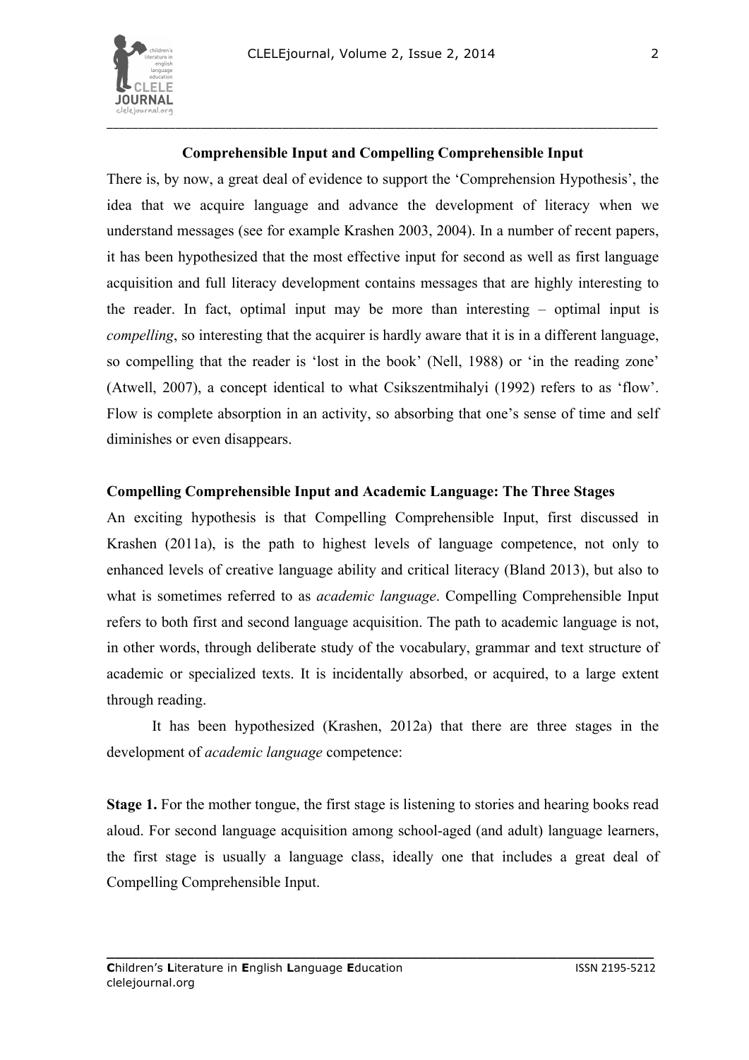**Comprehensible Input and Compelling Comprehensible Input**

There is, by now, a great deal of evidence to support the 'Comprehension Hypothesis', the idea that we acquire language and advance the development of literacy when we understand messages (see for example Krashen 2003, 2004). In a number of recent papers, it has been hypothesized that the most effective input for second as well as first language acquisition and full literacy development contains messages that are highly interesting to the reader. In fact, optimal input may be more than interesting – optimal input is *compelling*, so interesting that the acquirer is hardly aware that it is in a different language, so compelling that the reader is 'lost in the book' (Nell, 1988) or 'in the reading zone' (Atwell, 2007), a concept identical to what Csikszentmihalyi (1992) refers to as 'flow'. Flow is complete absorption in an activity, so absorbing that one's sense of time and self diminishes or even disappears.

**Compelling Comprehensible Input and Academic Language: The Three Stages**

An exciting hypothesis is that Compelling Comprehensible Input, first discussed in Krashen (2011a), is the path to highest levels of language competence, not only to enhanced levels of creative language ability and critical literacy (Bland 2013), but also to what is sometimes referred to as *academic language*. Compelling Comprehensible Input refers to both first and second language acquisition. The path to academic language is not, in other words, through deliberate study of the vocabulary, grammar and text structure of academic or specialized texts. It is incidentally absorbed, or acquired, to a large extent through reading.

It has been hypothesized (Krashen, 2012a) that there are three stages in the development of *academic language* competence:

**Stage 1.** For the mother tongue, the first stage is listening to stories and hearing books read aloud. For second language acquisition among school-aged (and adult) language learners, the first stage is usually a language class, ideally one that includes a great deal of Compelling Comprehensible Input.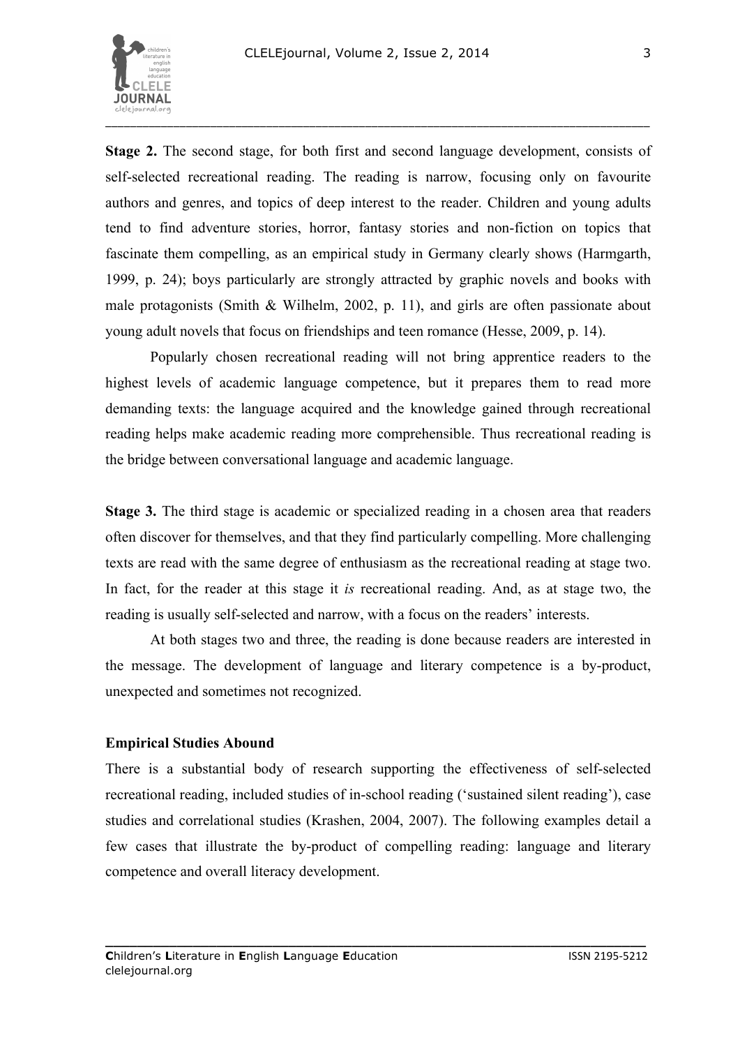**Stage 2.** The second stage, for both first and second language development, consists of self-selected recreational reading. The reading is narrow, focusing only on favourite authors and genres, and topics of deep interest to the reader. Children and young adults tend to find adventure stories, horror, fantasy stories and non-fiction on topics that fascinate them compelling, as an empirical study in Germany clearly shows (Harmgarth, 1999, p. 24); boys particularly are strongly attracted by graphic novels and books with male protagonists (Smith & Wilhelm, 2002, p. 11), and girls are often passionate about young adult novels that focus on friendships and teen romance (Hesse, 2009, p. 14).

Popularly chosen recreational reading will not bring apprentice readers to the highest levels of academic language competence, but it prepares them to read more demanding texts: the language acquired and the knowledge gained through recreational reading helps make academic reading more comprehensible. Thus recreational reading is the bridge between conversational language and academic language.

**Stage 3.** The third stage is academic or specialized reading in a chosen area that readers often discover for themselves, and that they find particularly compelling. More challenging texts are read with the same degree of enthusiasm as the recreational reading at stage two. In fact, for the reader at this stage it *is* recreational reading. And, as at stage two, the reading is usually self-selected and narrow, with a focus on the readers' interests.

At both stages two and three, the reading is done because readers are interested in the message. The development of language and literary competence is a by-product, unexpected and sometimes not recognized.

## Empirical Studies Abound

There is a substantial body of research supporting the effectiveness of self-selected recreational reading, included studies of in-school reading ('sustained silent reading'), case studies and correlational studies (Krashen, 2004, 2007). The following examples detail a few cases that illustrate the by-product of compelling reading: language and literary competence and overall literacy development.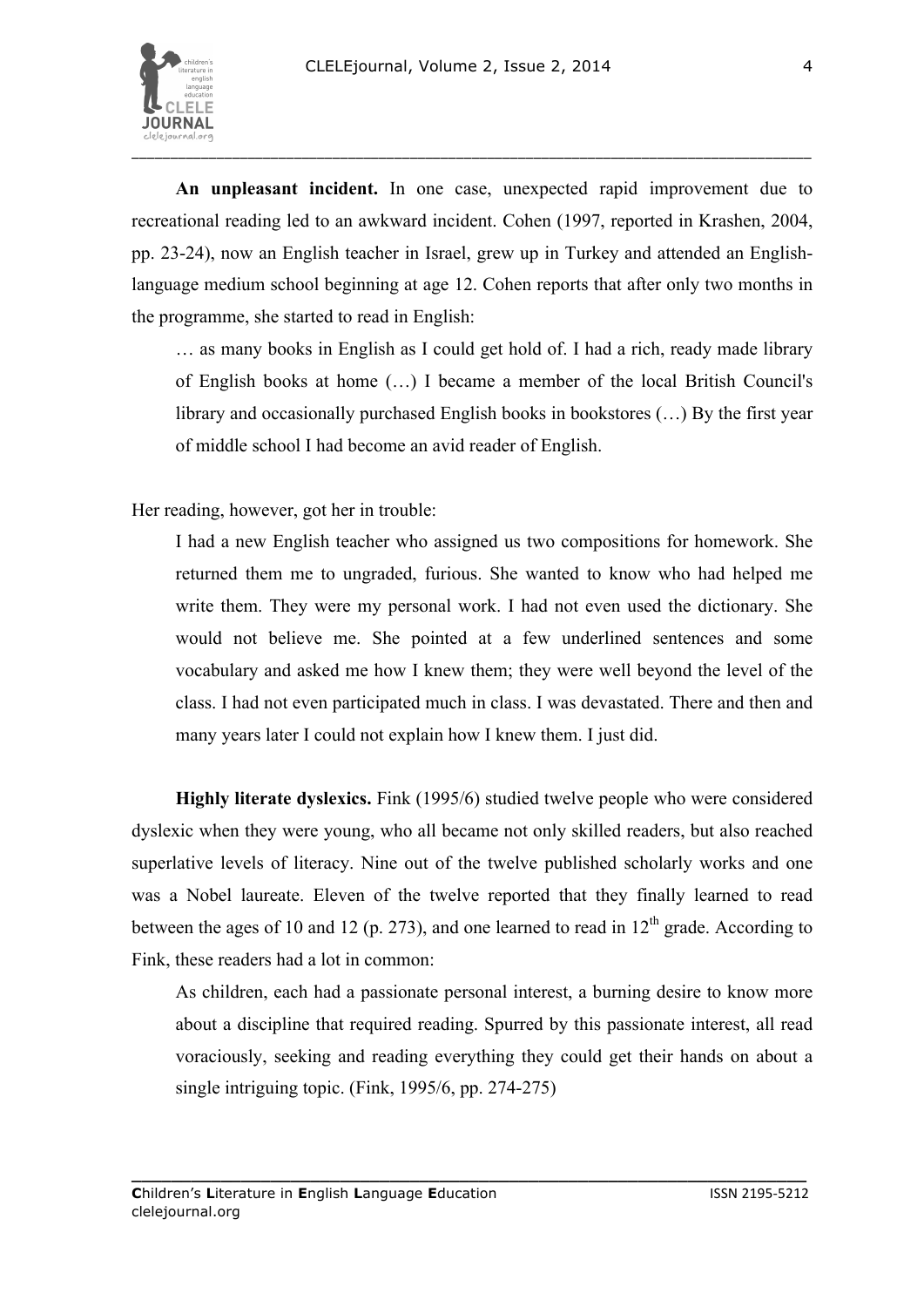**An unpleasant incident.** In one case, unexpected rapid improvement due to recreational reading led to an awkward incident. Cohen (1997, reported in Krashen, 2004, pp. 23-24), now an English teacher in Israel, grew up in Turkey and attended an English-language medium school beginning at age 12. Cohen reports that after only two months in the programme, she started to read in English:

> … as many books in English as I could get hold of. I had a rich, ready made library of English books at home (…) I became a member of the local British Council's library and occasionally purchased English books in bookstores (…) By the first year of middle school I had become an avid reader of English.

Her reading, however, got her in trouble:

> I had a new English teacher who assigned us two compositions for homework. She returned them me to ungraded, furious. She wanted to know who had helped me write them. They were my personal work. I had not even used the dictionary. She would not believe me. She pointed at a few underlined sentences and some vocabulary and asked me how I knew them; they were well beyond the level of the class. I had not even participated much in class. I was devastated. There and then and many years later I could not explain how I knew them. I just did.

**Highly literate dyslexics.** Fink (1995/6) studied twelve people who were considered dyslexic when they were young, who all became not only skilled readers, but also reached superlative levels of literacy. Nine out of the twelve published scholarly works and one was a Nobel laureate. Eleven of the twelve reported that they finally learned to read between the ages of 10 and 12 (p. 273), and one learned to read in 12th grade. According to Fink, these readers had a lot in common:

> As children, each had a passionate personal interest, a burning desire to know more about a discipline that required reading. Spurred by this passionate interest, all read voraciously, seeking and reading everything they could get their hands on about a single intriguing topic. (Fink, 1995/6, pp. 274-275)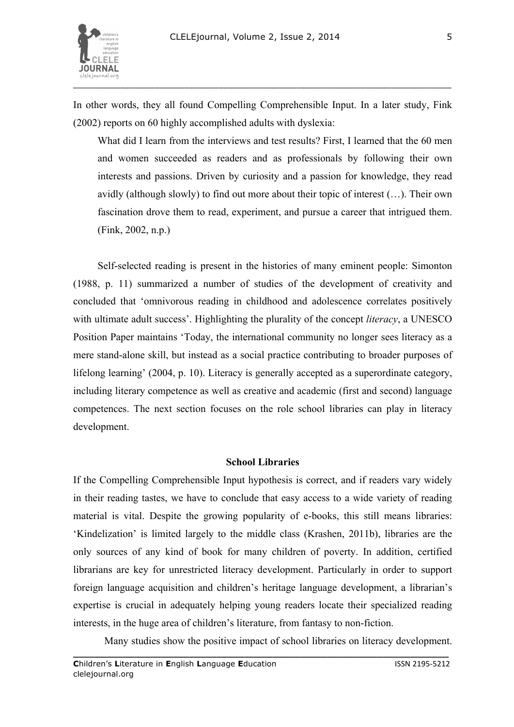In other words, they all found Compelling Comprehensible Input. In a later study, Fink (2002) reports on 60 highly accomplished adults with dyslexia:

> What did I learn from the interviews and test results? First, I learned that the 60 men and women succeeded as readers and as professionals by following their own interests and passions. Driven by curiosity and a passion for knowledge, they read avidly (although slowly) to find out more about their topic of interest (…). Their own fascination drove them to read, experiment, and pursue a career that intrigued them. (Fink, 2002, n.p.)

Self-selected reading is present in the histories of many eminent people: Simonton (1988, p. 11) summarized a number of studies of the development of creativity and concluded that 'omnivorous reading in childhood and adolescence correlates positively with ultimate adult success'. Highlighting the plurality of the concept *literacy*, a UNESCO Position Paper maintains 'Today, the international community no longer sees literacy as a mere stand-alone skill, but instead as a social practice contributing to broader purposes of lifelong learning' (2004, p. 10). Literacy is generally accepted as a superordinate category, including literary competence as well as creative and academic (first and second) language competences. The next section focuses on the role school libraries can play in literacy development.

## School Libraries

If the Compelling Comprehensible Input hypothesis is correct, and if readers vary widely in their reading tastes, we have to conclude that easy access to a wide variety of reading material is vital. Despite the growing popularity of e-books, this still means libraries: 'Kindelization' is limited largely to the middle class (Krashen, 2011b), libraries are the only sources of any kind of book for many children of poverty. In addition, certified librarians are key for unrestricted literacy development. Particularly in order to support foreign language acquisition and children's heritage language development, a librarian's expertise is crucial in adequately helping young readers locate their specialized reading interests, in the huge area of children's literature, from fantasy to non-fiction.

Many studies show the positive impact of school libraries on literacy development.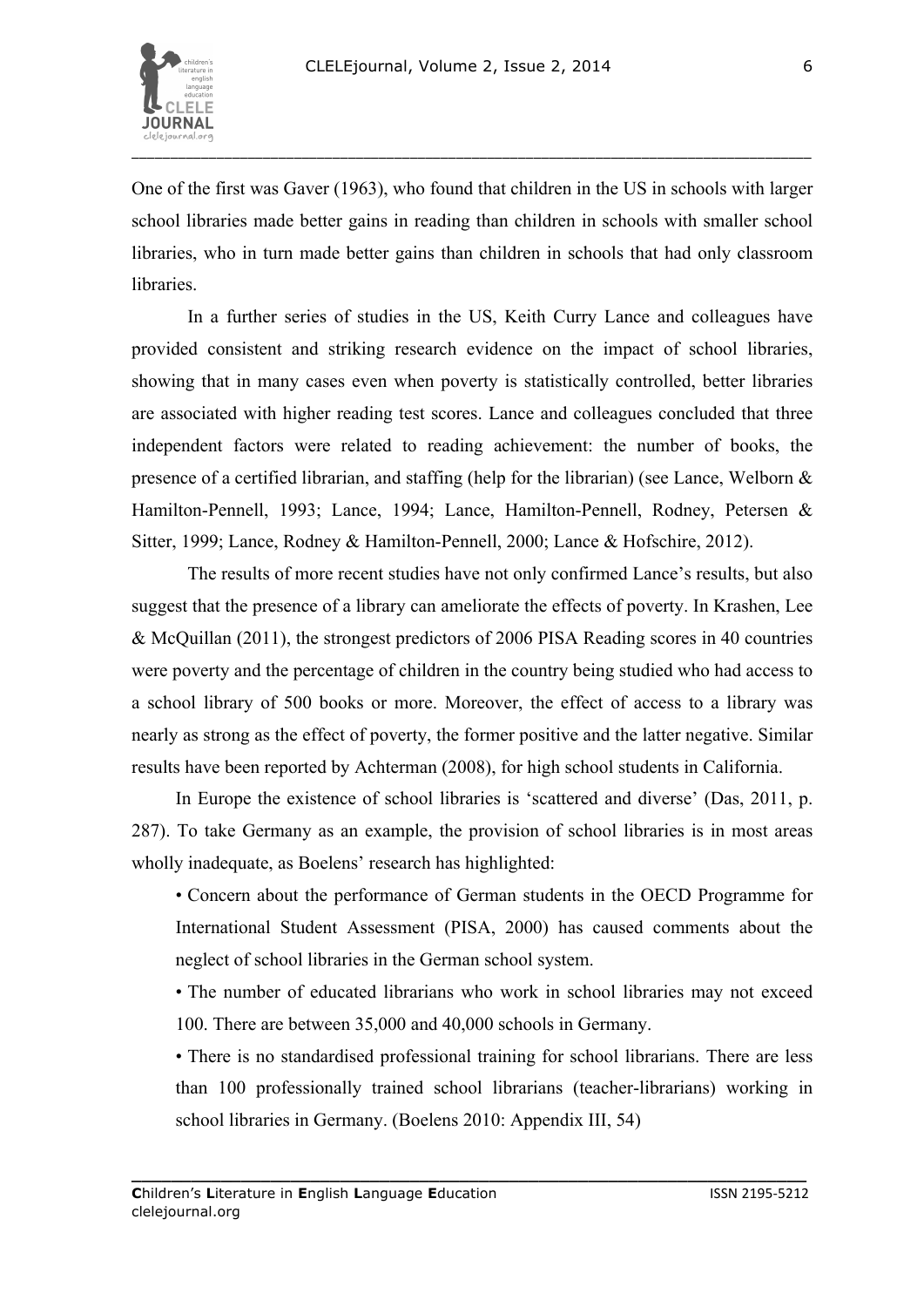One of the first was Gaver (1963), who found that children in the US in schools with larger school libraries made better gains in reading than children in schools with smaller school libraries, who in turn made better gains than children in schools that had only classroom libraries.

In a further series of studies in the US, Keith Curry Lance and colleagues have provided consistent and striking research evidence on the impact of school libraries, showing that in many cases even when poverty is statistically controlled, better libraries are associated with higher reading test scores. Lance and colleagues concluded that three independent factors were related to reading achievement: the number of books, the presence of a certified librarian, and staffing (help for the librarian) (see Lance, Welborn & Hamilton-Pennell, 1993; Lance, 1994; Lance, Hamilton-Pennell, Rodney, Petersen & Sitter, 1999; Lance, Rodney & Hamilton-Pennell, 2000; Lance & Hofschire, 2012).

The results of more recent studies have not only confirmed Lance's results, but also suggest that the presence of a library can ameliorate the effects of poverty. In Krashen, Lee & McQuillan (2011), the strongest predictors of 2006 PISA Reading scores in 40 countries were poverty and the percentage of children in the country being studied who had access to a school library of 500 books or more. Moreover, the effect of access to a library was nearly as strong as the effect of poverty, the former positive and the latter negative. Similar results have been reported by Achterman (2008), for high school students in California.

In Europe the existence of school libraries is 'scattered and diverse' (Das, 2011, p. 287). To take Germany as an example, the provision of school libraries is in most areas wholly inadequate, as Boelens' research has highlighted:

> • Concern about the performance of German students in the OECD Programme for International Student Assessment (PISA, 2000) has caused comments about the neglect of school libraries in the German school system.
>
> • The number of educated librarians who work in school libraries may not exceed 100. There are between 35,000 and 40,000 schools in Germany.
>
> • There is no standardised professional training for school librarians. There are less than 100 professionally trained school librarians (teacher-librarians) working in school libraries in Germany. (Boelens 2010: Appendix III, 54)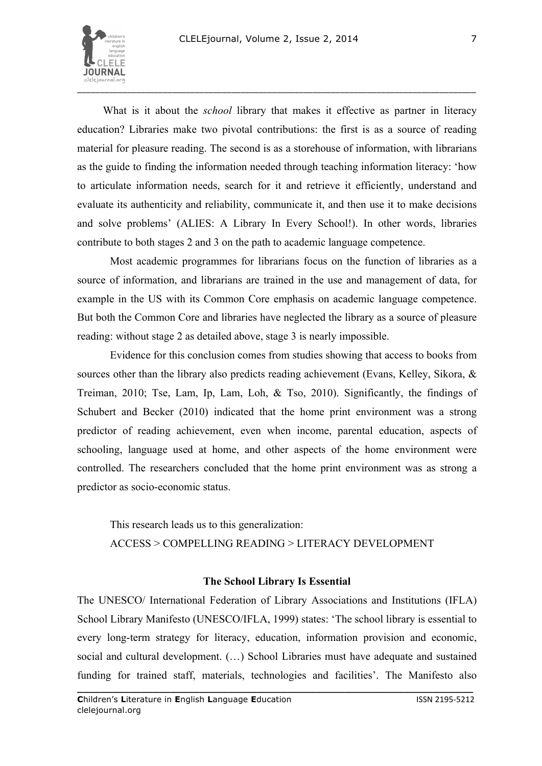What is it about the *school* library that makes it effective as partner in literacy education? Libraries make two pivotal contributions: the first is as a source of reading material for pleasure reading. The second is as a storehouse of information, with librarians as the guide to finding the information needed through teaching information literacy: 'how to articulate information needs, search for it and retrieve it efficiently, understand and evaluate its authenticity and reliability, communicate it, and then use it to make decisions and solve problems' (ALIES: A Library In Every School!). In other words, libraries contribute to both stages 2 and 3 on the path to academic language competence.

Most academic programmes for librarians focus on the function of libraries as a source of information, and librarians are trained in the use and management of data, for example in the US with its Common Core emphasis on academic language competence. But both the Common Core and libraries have neglected the library as a source of pleasure reading: without stage 2 as detailed above, stage 3 is nearly impossible.

Evidence for this conclusion comes from studies showing that access to books from sources other than the library also predicts reading achievement (Evans, Kelley, Sikora, & Treiman, 2010; Tse, Lam, Ip, Lam, Loh, & Tso, 2010). Significantly, the findings of Schubert and Becker (2010) indicated that the home print environment was a strong predictor of reading achievement, even when income, parental education, aspects of schooling, language used at home, and other aspects of the home environment were controlled. The researchers concluded that the home print environment was as strong a predictor as socio-economic status.

This research leads us to this generalization:
ACCESS > COMPELLING READING > LITERACY DEVELOPMENT

### The School Library Is Essential

The UNESCO/ International Federation of Library Associations and Institutions (IFLA) School Library Manifesto (UNESCO/IFLA, 1999) states: 'The school library is essential to every long-term strategy for literacy, education, information provision and economic, social and cultural development. (…) School Libraries must have adequate and sustained funding for trained staff, materials, technologies and facilities'. The Manifesto also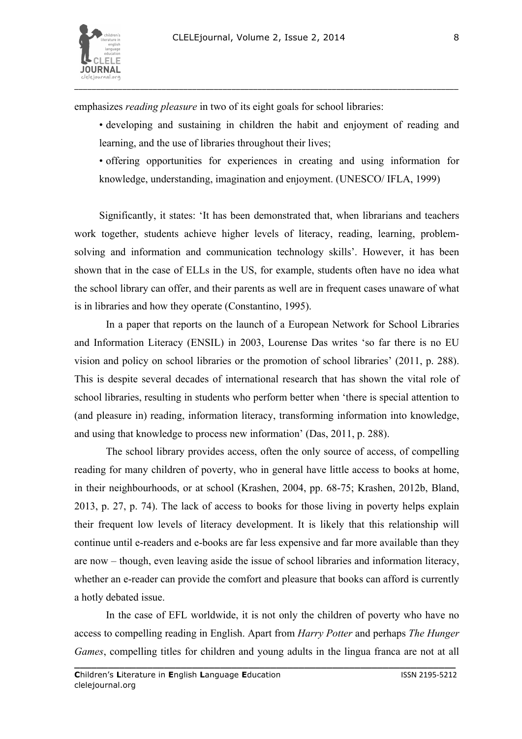emphasizes *reading pleasure* in two of its eight goals for school libraries:

- developing and sustaining in children the habit and enjoyment of reading and learning, and the use of libraries throughout their lives;
- offering opportunities for experiences in creating and using information for knowledge, understanding, imagination and enjoyment. (UNESCO/ IFLA, 1999)

Significantly, it states: 'It has been demonstrated that, when librarians and teachers work together, students achieve higher levels of literacy, reading, learning, problem-solving and information and communication technology skills'. However, it has been shown that in the case of ELLs in the US, for example, students often have no idea what the school library can offer, and their parents as well are in frequent cases unaware of what is in libraries and how they operate (Constantino, 1995).

In a paper that reports on the launch of a European Network for School Libraries and Information Literacy (ENSIL) in 2003, Lourense Das writes 'so far there is no EU vision and policy on school libraries or the promotion of school libraries' (2011, p. 288). This is despite several decades of international research that has shown the vital role of school libraries, resulting in students who perform better when 'there is special attention to (and pleasure in) reading, information literacy, transforming information into knowledge, and using that knowledge to process new information' (Das, 2011, p. 288).

The school library provides access, often the only source of access, of compelling reading for many children of poverty, who in general have little access to books at home, in their neighbourhoods, or at school (Krashen, 2004, pp. 68-75; Krashen, 2012b, Bland, 2013, p. 27, p. 74). The lack of access to books for those living in poverty helps explain their frequent low levels of literacy development. It is likely that this relationship will continue until e-readers and e-books are far less expensive and far more available than they are now – though, even leaving aside the issue of school libraries and information literacy, whether an e-reader can provide the comfort and pleasure that books can afford is currently a hotly debated issue.

In the case of EFL worldwide, it is not only the children of poverty who have no access to compelling reading in English. Apart from *Harry Potter* and perhaps *The Hunger Games*, compelling titles for children and young adults in the lingua franca are not at all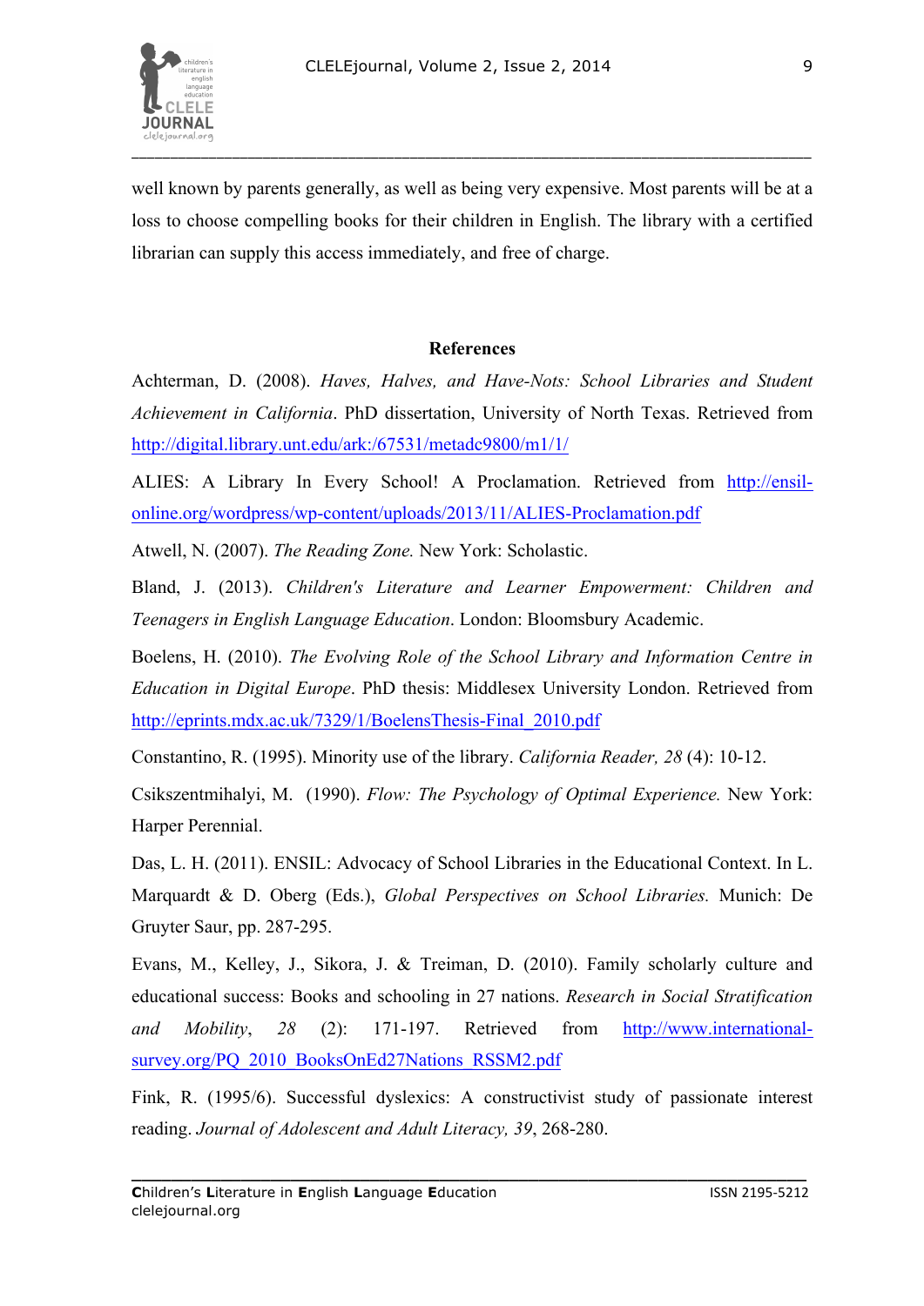well known by parents generally, as well as being very expensive. Most parents will be at a loss to choose compelling books for their children in English. The library with a certified librarian can supply this access immediately, and free of charge.

## References

Achterman, D. (2008). *Haves, Halves, and Have-Nots: School Libraries and Student Achievement in California*. PhD dissertation, University of North Texas. Retrieved from http://digital.library.unt.edu/ark:/67531/metadc9800/m1/1/

ALIES: A Library In Every School! A Proclamation. Retrieved from http://ensil-online.org/wordpress/wp-content/uploads/2013/11/ALIES-Proclamation.pdf

Atwell, N. (2007). *The Reading Zone.* New York: Scholastic.

Bland, J. (2013). *Children's Literature and Learner Empowerment: Children and Teenagers in English Language Education*. London: Bloomsbury Academic.

Boelens, H. (2010). *The Evolving Role of the School Library and Information Centre in Education in Digital Europe*. PhD thesis: Middlesex University London. Retrieved from http://eprints.mdx.ac.uk/7329/1/BoelensThesis-Final_2010.pdf

Constantino, R. (1995). Minority use of the library. *California Reader, 28* (4): 10-12.

Csikszentmihalyi, M. (1990). *Flow: The Psychology of Optimal Experience.* New York: Harper Perennial.

Das, L. H. (2011). ENSIL: Advocacy of School Libraries in the Educational Context. In L. Marquardt & D. Oberg (Eds.), *Global Perspectives on School Libraries.* Munich: De Gruyter Saur, pp. 287-295.

Evans, M., Kelley, J., Sikora, J. & Treiman, D. (2010). Family scholarly culture and educational success: Books and schooling in 27 nations. *Research in Social Stratification and Mobility*, *28* (2): 171-197. Retrieved from http://www.international-survey.org/PQ_2010_BooksOnEd27Nations_RSSM2.pdf

Fink, R. (1995/6). Successful dyslexics: A constructivist study of passionate interest reading. *Journal of Adolescent and Adult Literacy, 39*, 268-280.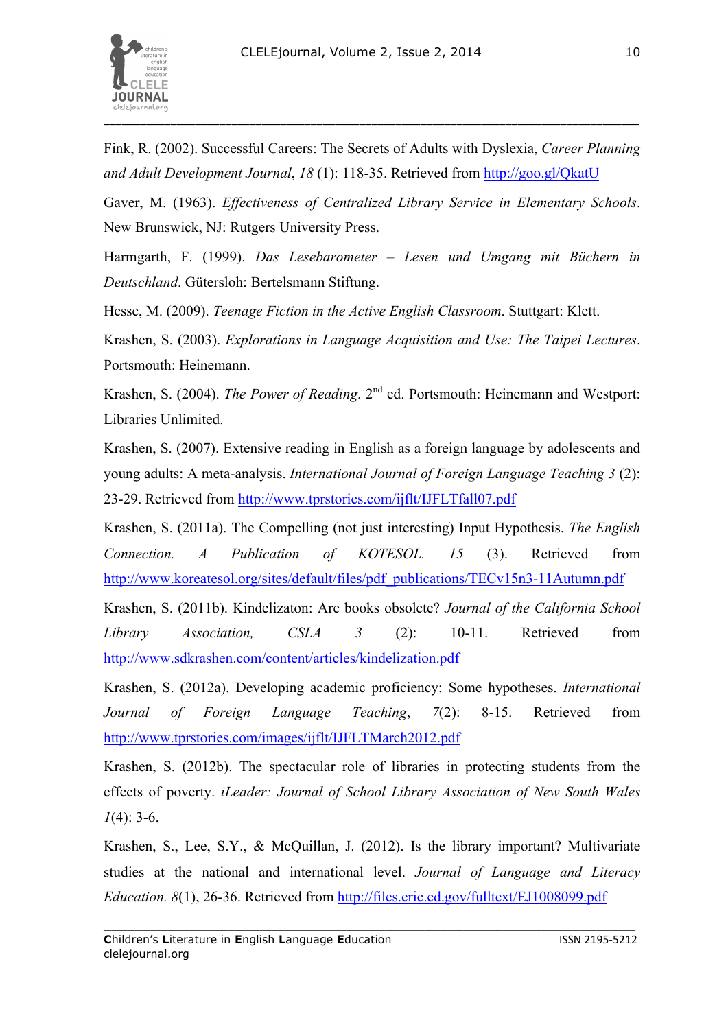Fink, R. (2002). Successful Careers: The Secrets of Adults with Dyslexia, *Career Planning and Adult Development Journal*, *18* (1): 118-35. Retrieved from http://goo.gl/QkatU

Gaver, M. (1963). *Effectiveness of Centralized Library Service in Elementary Schools*. New Brunswick, NJ: Rutgers University Press.

Harmgarth, F. (1999). *Das Lesebarometer – Lesen und Umgang mit Büchern in Deutschland*. Gütersloh: Bertelsmann Stiftung.

Hesse, M. (2009). *Teenage Fiction in the Active English Classroom*. Stuttgart: Klett.

Krashen, S. (2003). *Explorations in Language Acquisition and Use: The Taipei Lectures*. Portsmouth: Heinemann.

Krashen, S. (2004). *The Power of Reading*. 2nd ed. Portsmouth: Heinemann and Westport: Libraries Unlimited.

Krashen, S. (2007). Extensive reading in English as a foreign language by adolescents and young adults: A meta-analysis. *International Journal of Foreign Language Teaching 3* (2): 23-29. Retrieved from http://www.tprstories.com/ijflt/IJFLTfall07.pdf

Krashen, S. (2011a). The Compelling (not just interesting) Input Hypothesis. *The English Connection. A Publication of KOTESOL. 15* (3). Retrieved from http://www.koreatesol.org/sites/default/files/pdf_publications/TECv15n3-11Autumn.pdf

Krashen, S. (2011b). Kindelizaton: Are books obsolete? *Journal of the California School Library Association, CSLA 3* (2): 10-11. Retrieved from http://www.sdkrashen.com/content/articles/kindelization.pdf

Krashen, S. (2012a). Developing academic proficiency: Some hypotheses. *International Journal of Foreign Language Teaching*, *7*(2): 8-15. Retrieved from http://www.tprstories.com/images/ijflt/IJFLTMarch2012.pdf

Krashen, S. (2012b). The spectacular role of libraries in protecting students from the effects of poverty. *iLeader: Journal of School Library Association of New South Wales 1*(4): 3-6.

Krashen, S., Lee, S.Y., & McQuillan, J. (2012). Is the library important? Multivariate studies at the national and international level. *Journal of Language and Literacy Education. 8*(1), 26-36. Retrieved from http://files.eric.ed.gov/fulltext/EJ1008099.pdf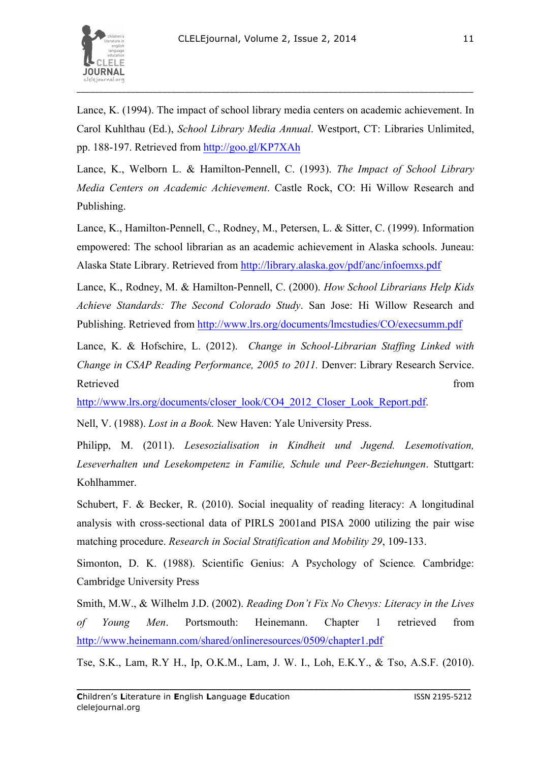Lance, K. (1994). The impact of school library media centers on academic achievement. In Carol Kuhlthau (Ed.), *School Library Media Annual*. Westport, CT: Libraries Unlimited, pp. 188-197. Retrieved from http://goo.gl/KP7XAh

Lance, K., Welborn L. & Hamilton-Pennell, C. (1993). *The Impact of School Library Media Centers on Academic Achievement*. Castle Rock, CO: Hi Willow Research and Publishing.

Lance, K., Hamilton-Pennell, C., Rodney, M., Petersen, L. & Sitter, C. (1999). Information empowered: The school librarian as an academic achievement in Alaska schools. Juneau: Alaska State Library. Retrieved from http://library.alaska.gov/pdf/anc/infoemxs.pdf

Lance, K., Rodney, M. & Hamilton-Pennell, C. (2000). *How School Librarians Help Kids Achieve Standards: The Second Colorado Study*. San Jose: Hi Willow Research and Publishing. Retrieved from http://www.lrs.org/documents/lmcstudies/CO/execsumm.pdf

Lance, K. & Hofschire, L. (2012). *Change in School-Librarian Staffing Linked with Change in CSAP Reading Performance, 2005 to 2011.* Denver: Library Research Service. Retrieved from http://www.lrs.org/documents/closer_look/CO4_2012_Closer_Look_Report.pdf.

Nell, V. (1988). *Lost in a Book.* New Haven: Yale University Press.

Philipp, M. (2011). *Lesesozialisation in Kindheit und Jugend. Lesemotivation, Leseverhalten und Lesekompetenz in Familie, Schule und Peer-Beziehungen*. Stuttgart: Kohlhammer.

Schubert, F. & Becker, R. (2010). Social inequality of reading literacy: A longitudinal analysis with cross-sectional data of PIRLS 2001and PISA 2000 utilizing the pair wise matching procedure. *Research in Social Stratification and Mobility 29*, 109-133.

Simonton, D. K. (1988). Scientific Genius: A Psychology of Science*.* Cambridge: Cambridge University Press

Smith, M.W., & Wilhelm J.D. (2002). *Reading Don't Fix No Chevys: Literacy in the Lives of Young Men*. Portsmouth: Heinemann. Chapter 1 retrieved from http://www.heinemann.com/shared/onlineresources/0509/chapter1.pdf

Tse, S.K., Lam, R.Y H., Ip, O.K.M., Lam, J. W. I., Loh, E.K.Y., & Tso, A.S.F. (2010).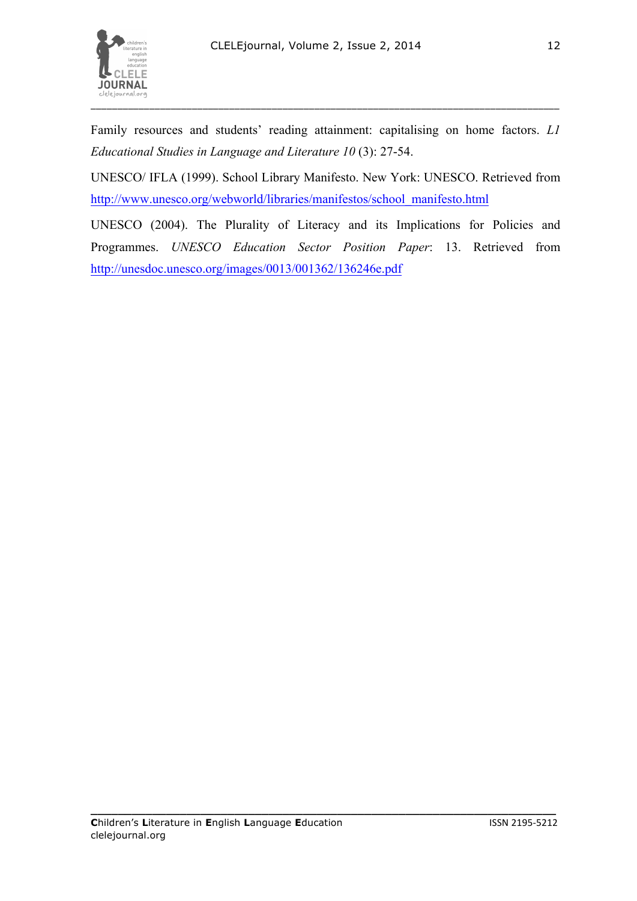Family resources and students' reading attainment: capitalising on home factors. *L1 Educational Studies in Language and Literature 10* (3): 27-54.

UNESCO/ IFLA (1999). School Library Manifesto. New York: UNESCO. Retrieved from http://www.unesco.org/webworld/libraries/manifestos/school_manifesto.html

UNESCO (2004). The Plurality of Literacy and its Implications for Policies and Programmes. *UNESCO Education Sector Position Paper*: 13. Retrieved from http://unesdoc.unesco.org/images/0013/001362/136246e.pdf